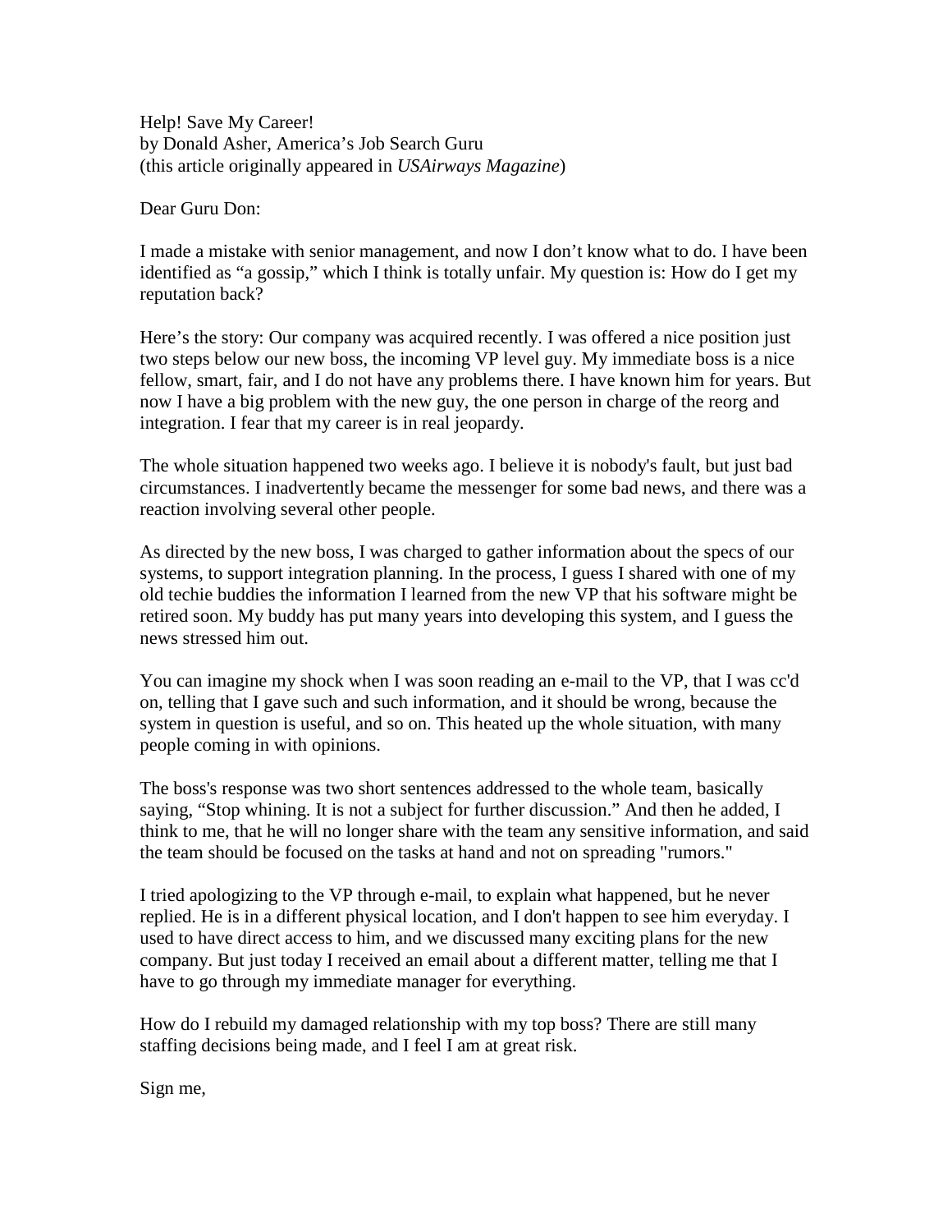Help! Save My Career!
by Donald Asher, America's Job Search Guru
(this article originally appeared in *USAirways Magazine*)

Dear Guru Don:

I made a mistake with senior management, and now I don't know what to do. I have been identified as "a gossip," which I think is totally unfair. My question is: How do I get my reputation back?

Here's the story: Our company was acquired recently. I was offered a nice position just two steps below our new boss, the incoming VP level guy. My immediate boss is a nice fellow, smart, fair, and I do not have any problems there. I have known him for years. But now I have a big problem with the new guy, the one person in charge of the reorg and integration. I fear that my career is in real jeopardy.

The whole situation happened two weeks ago. I believe it is nobody's fault, but just bad circumstances. I inadvertently became the messenger for some bad news, and there was a reaction involving several other people.

As directed by the new boss, I was charged to gather information about the specs of our systems, to support integration planning. In the process, I guess I shared with one of my old techie buddies the information I learned from the new VP that his software might be retired soon. My buddy has put many years into developing this system, and I guess the news stressed him out.

You can imagine my shock when I was soon reading an e-mail to the VP, that I was cc'd on, telling that I gave such and such information, and it should be wrong, because the system in question is useful, and so on. This heated up the whole situation, with many people coming in with opinions.

The boss's response was two short sentences addressed to the whole team, basically saying, "Stop whining. It is not a subject for further discussion." And then he added, I think to me, that he will no longer share with the team any sensitive information, and said the team should be focused on the tasks at hand and not on spreading "rumors."

I tried apologizing to the VP through e-mail, to explain what happened, but he never replied. He is in a different physical location, and I don't happen to see him everyday. I used to have direct access to him, and we discussed many exciting plans for the new company. But just today I received an email about a different matter, telling me that I have to go through my immediate manager for everything.

How do I rebuild my damaged relationship with my top boss? There are still many staffing decisions being made, and I feel I am at great risk.

Sign me,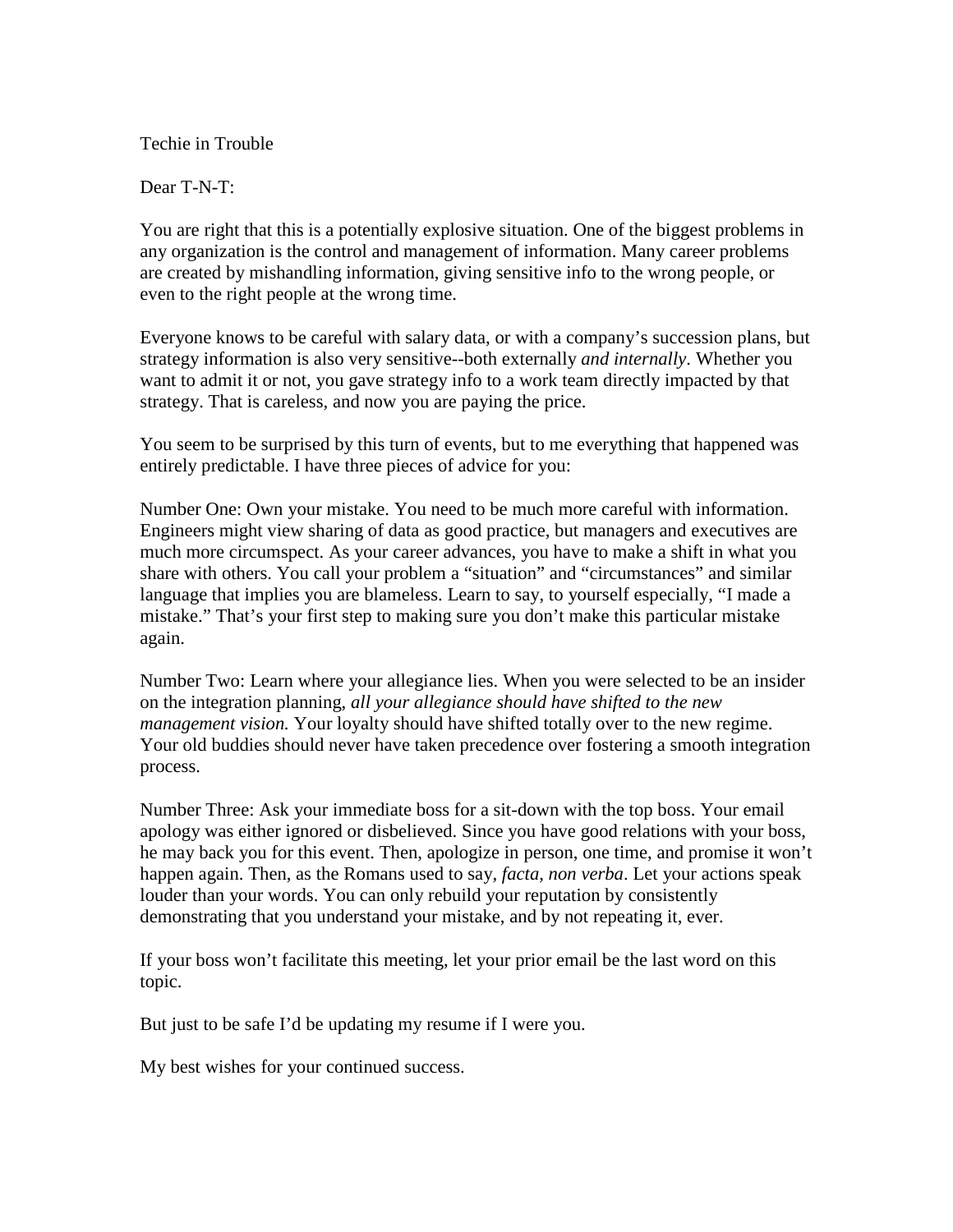Techie in Trouble

Dear T-N-T:

You are right that this is a potentially explosive situation. One of the biggest problems in any organization is the control and management of information. Many career problems are created by mishandling information, giving sensitive info to the wrong people, or even to the right people at the wrong time.

Everyone knows to be careful with salary data, or with a company's succession plans, but strategy information is also very sensitive--both externally *and internally*. Whether you want to admit it or not, you gave strategy info to a work team directly impacted by that strategy. That is careless, and now you are paying the price.

You seem to be surprised by this turn of events, but to me everything that happened was entirely predictable. I have three pieces of advice for you:

Number One: Own your mistake. You need to be much more careful with information. Engineers might view sharing of data as good practice, but managers and executives are much more circumspect. As your career advances, you have to make a shift in what you share with others. You call your problem a "situation" and "circumstances" and similar language that implies you are blameless. Learn to say, to yourself especially, "I made a mistake." That's your first step to making sure you don't make this particular mistake again.

Number Two: Learn where your allegiance lies. When you were selected to be an insider on the integration planning, *all your allegiance should have shifted to the new management vision.* Your loyalty should have shifted totally over to the new regime. Your old buddies should never have taken precedence over fostering a smooth integration process.

Number Three: Ask your immediate boss for a sit-down with the top boss. Your email apology was either ignored or disbelieved. Since you have good relations with your boss, he may back you for this event. Then, apologize in person, one time, and promise it won't happen again. Then, as the Romans used to say, *facta, non verba*. Let your actions speak louder than your words. You can only rebuild your reputation by consistently demonstrating that you understand your mistake, and by not repeating it, ever.

If your boss won't facilitate this meeting, let your prior email be the last word on this topic.

But just to be safe I'd be updating my resume if I were you.

My best wishes for your continued success.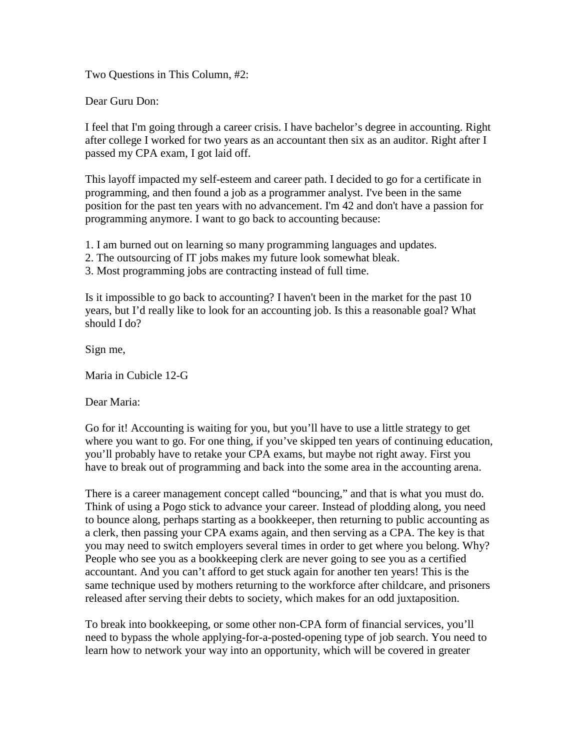Two Questions in This Column, #2:

Dear Guru Don:

I feel that I'm going through a career crisis. I have bachelor's degree in accounting. Right after college I worked for two years as an accountant then six as an auditor. Right after I passed my CPA exam, I got laid off.

This layoff impacted my self-esteem and career path. I decided to go for a certificate in programming, and then found a job as a programmer analyst. I've been in the same position for the past ten years with no advancement. I'm 42 and don't have a passion for programming anymore. I want to go back to accounting because:

1. I am burned out on learning so many programming languages and updates.
2. The outsourcing of IT jobs makes my future look somewhat bleak.
3. Most programming jobs are contracting instead of full time.

Is it impossible to go back to accounting? I haven't been in the market for the past 10 years, but I'd really like to look for an accounting job. Is this a reasonable goal? What should I do?

Sign me,

Maria in Cubicle 12-G

Dear Maria:

Go for it! Accounting is waiting for you, but you'll have to use a little strategy to get where you want to go. For one thing, if you've skipped ten years of continuing education, you'll probably have to retake your CPA exams, but maybe not right away. First you have to break out of programming and back into the some area in the accounting arena.

There is a career management concept called "bouncing," and that is what you must do. Think of using a Pogo stick to advance your career. Instead of plodding along, you need to bounce along, perhaps starting as a bookkeeper, then returning to public accounting as a clerk, then passing your CPA exams again, and then serving as a CPA. The key is that you may need to switch employers several times in order to get where you belong. Why? People who see you as a bookkeeping clerk are never going to see you as a certified accountant. And you can't afford to get stuck again for another ten years! This is the same technique used by mothers returning to the workforce after childcare, and prisoners released after serving their debts to society, which makes for an odd juxtaposition.

To break into bookkeeping, or some other non-CPA form of financial services, you'll need to bypass the whole applying-for-a-posted-opening type of job search. You need to learn how to network your way into an opportunity, which will be covered in greater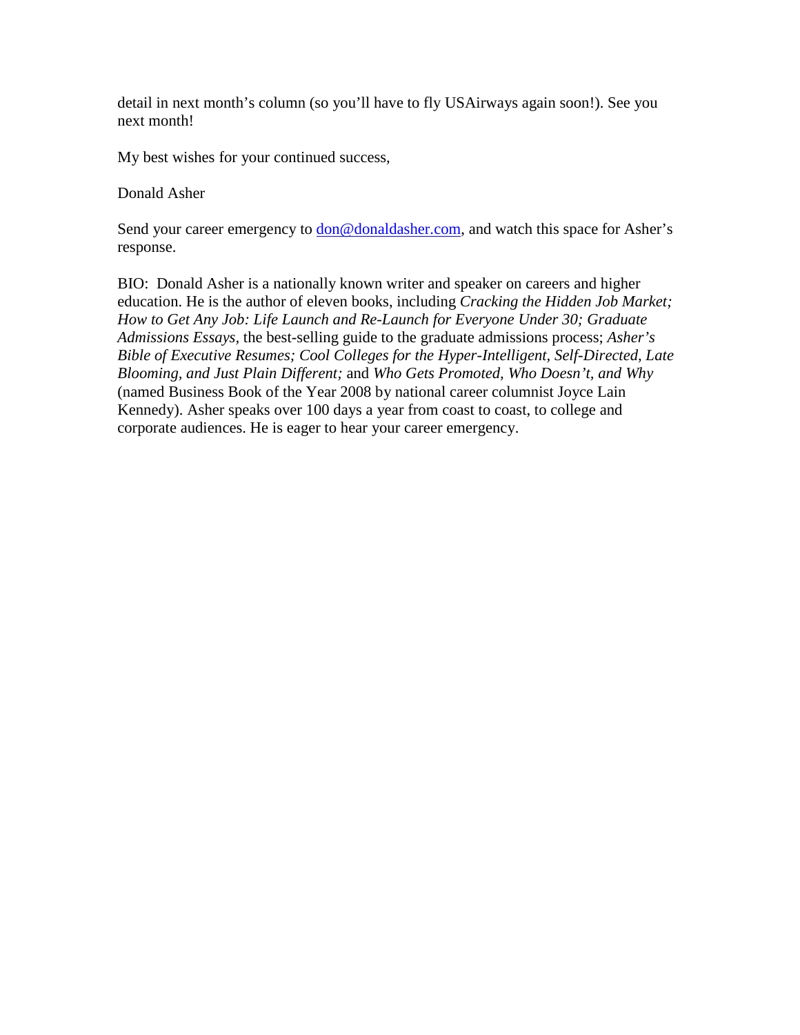detail in next month's column (so you'll have to fly USAirways again soon!). See you next month!

My best wishes for your continued success,

Donald Asher

Send your career emergency to [don@donaldasher.com](mailto:don@donaldasher.com), and watch this space for Asher's response.

BIO: Donald Asher is a nationally known writer and speaker on careers and higher education. He is the author of eleven books, including *Cracking the Hidden Job Market; How to Get Any Job: Life Launch and Re-Launch for Everyone Under 30; Graduate Admissions Essays,* the best-selling guide to the graduate admissions process; *Asher's Bible of Executive Resumes; Cool Colleges for the Hyper-Intelligent, Self-Directed, Late Blooming, and Just Plain Different;* and *Who Gets Promoted, Who Doesn't, and Why* (named Business Book of the Year 2008 by national career columnist Joyce Lain Kennedy). Asher speaks over 100 days a year from coast to coast, to college and corporate audiences. He is eager to hear your career emergency.